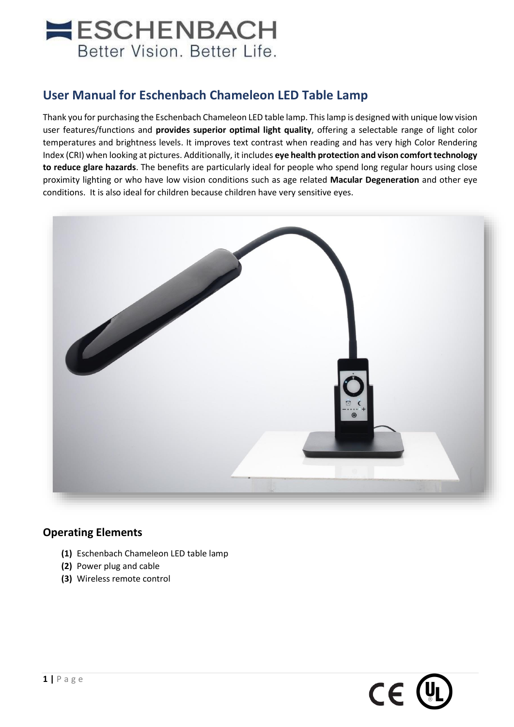# ESCHENBACH
Better Vision. Better Life.

## User Manual for Eschenbach Chameleon LED Table Lamp

Thank you for purchasing the Eschenbach Chameleon LED table lamp. This lamp is designed with unique low vision user features/functions and **provides superior optimal light quality**, offering a selectable range of light color temperatures and brightness levels. It improves text contrast when reading and has very high Color Rendering Index (CRI) when looking at pictures. Additionally, it includes **eye health protection and vison comfort technology to reduce glare hazards**. The benefits are particularly ideal for people who spend long regular hours using close proximity lighting or who have low vision conditions such as age related **Macular Degeneration** and other eye conditions. It is also ideal for children because children have very sensitive eyes.

### Operating Elements

- **(1)** Eschenbach Chameleon LED table lamp
- **(2)** Power plug and cable
- **(3)** Wireless remote control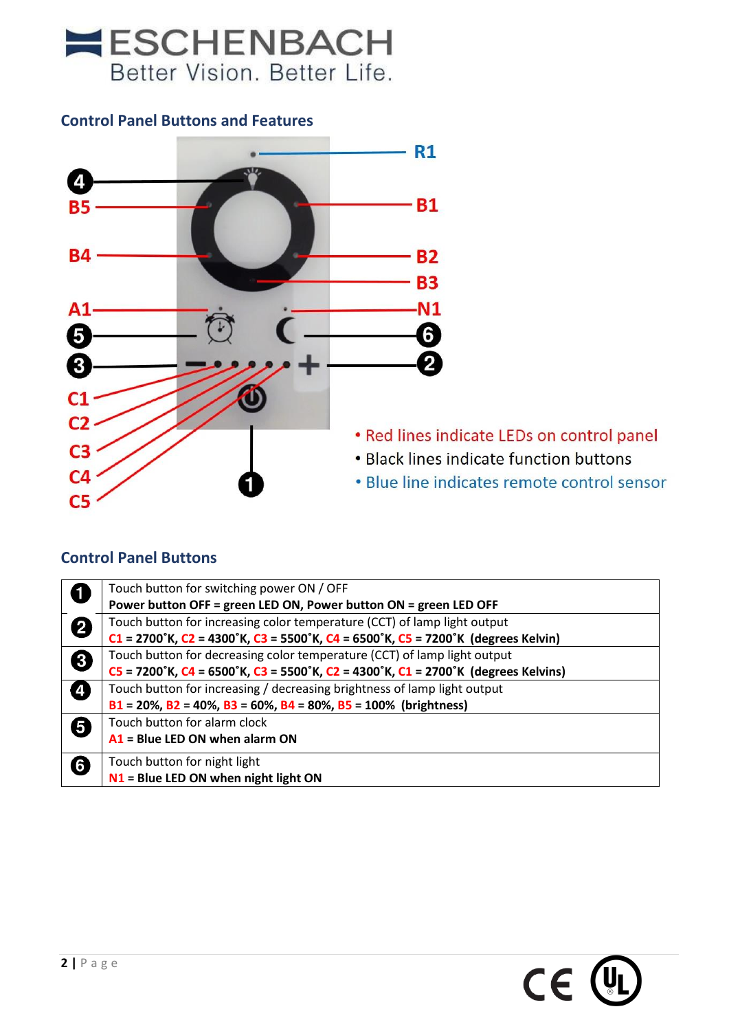## Control Panel Buttons and Features

- Red lines indicate LEDs on control panel
- Black lines indicate function buttons
- Blue line indicates remote control sensor

## Control Panel Buttons

| | |
|---|---|
| 1 | Touch button for switching power ON / OFF<br>**Power button OFF = green LED ON, Power button ON = green LED OFF** |
| 2 | Touch button for increasing color temperature (CCT) of lamp light output<br>**C1 = 2700˚K, C2 = 4300˚K, C3 = 5500˚K, C4 = 6500˚K, C5 = 7200˚K (degrees Kelvin)** |
| 3 | Touch button for decreasing color temperature (CCT) of lamp light output<br>**C5 = 7200˚K, C4 = 6500˚K, C3 = 5500˚K, C2 = 4300˚K, C1 = 2700˚K (degrees Kelvins)** |
| 4 | Touch button for increasing / decreasing brightness of lamp light output<br>**B1 = 20%, B2 = 40%, B3 = 60%, B4 = 80%, B5 = 100% (brightness)** |
| 5 | Touch button for alarm clock<br>**A1 = Blue LED ON when alarm ON** |
| 6 | Touch button for night light<br>**N1 = Blue LED ON when night light ON** |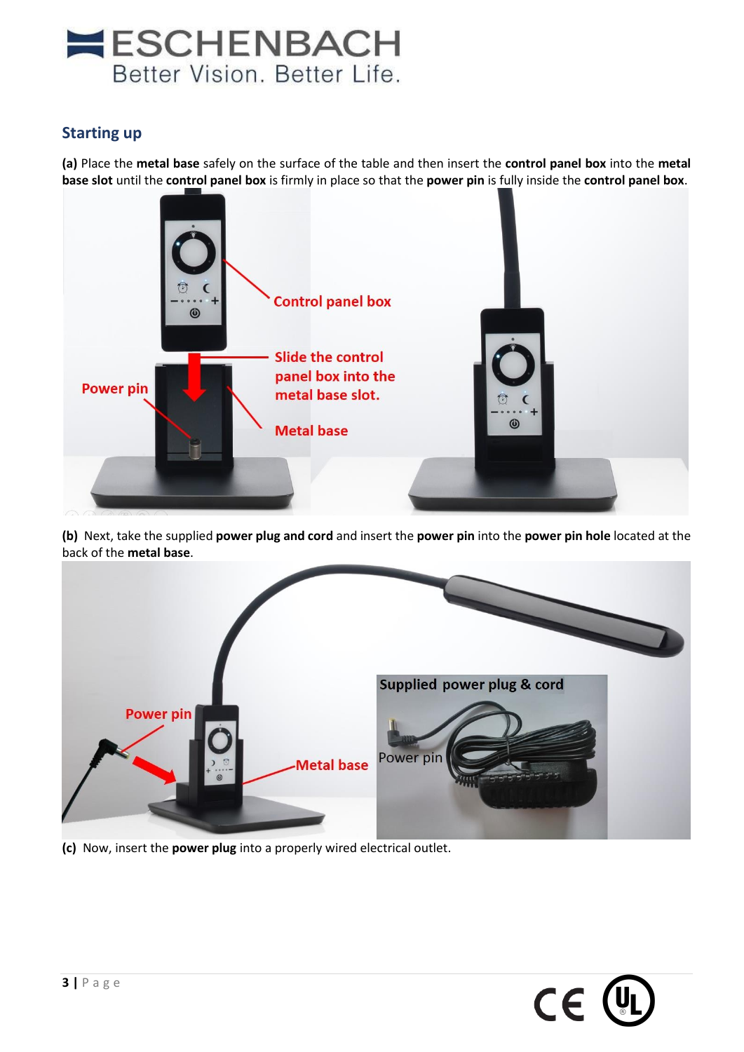## Starting up

**(a)** Place the **metal base** safely on the surface of the table and then insert the **control panel box** into the **metal base slot** until the **control panel box** is firmly in place so that the **power pin** is fully inside the **control panel box**.

**(b)** Next, take the supplied **power plug and cord** and insert the **power pin** into the **power pin hole** located at the back of the **metal base**.

**(c)** Now, insert the **power plug** into a properly wired electrical outlet.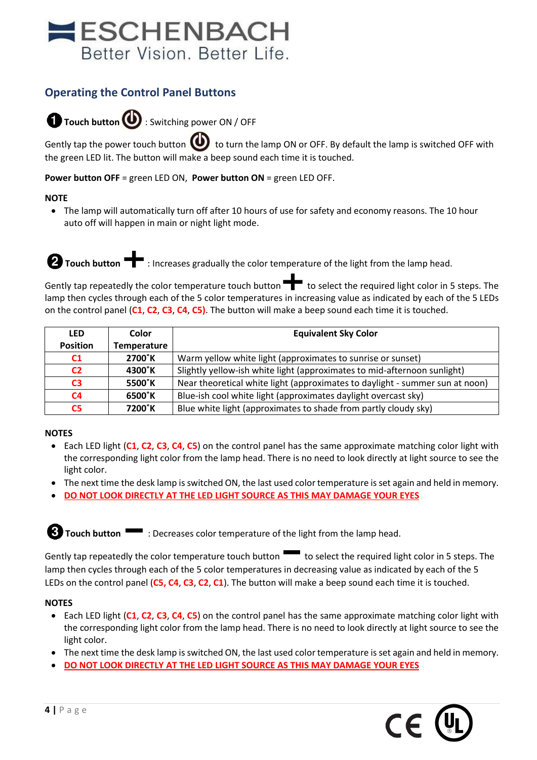ESCHENBACH
Better Vision. Better Life.

## Operating the Control Panel Buttons

❶ **Touch button** ⏻ : Switching power ON / OFF

Gently tap the power touch button ⏻ to turn the lamp ON or OFF. By default the lamp is switched OFF with the green LED lit. The button will make a beep sound each time it is touched.

**Power button OFF** = green LED ON, **Power button ON** = green LED OFF.

**NOTE**

- The lamp will automatically turn off after 10 hours of use for safety and economy reasons. The 10 hour auto off will happen in main or night light mode.

❷ **Touch button** + : Increases gradually the color temperature of the light from the lamp head.

Gently tap repeatedly the color temperature touch button + to select the required light color in 5 steps. The lamp then cycles through each of the 5 color temperatures in increasing value as indicated by each of the 5 LEDs on the control panel (**C1**, **C2**, **C3**, **C4**, **C5)**. The button will make a beep sound each time it is touched.

| LED Position | Color Temperature | Equivalent Sky Color |
|---|---|---|
| **C1** | **2700˚K** | Warm yellow white light (approximates to sunrise or sunset) |
| **C2** | **4300˚K** | Slightly yellow-ish white light (approximates to mid-afternoon sunlight) |
| **C3** | **5500˚K** | Near theoretical white light (approximates to daylight - summer sun at noon) |
| **C4** | **6500˚K** | Blue-ish cool white light (approximates daylight overcast sky) |
| **C5** | **7200˚K** | Blue white light (approximates to shade from partly cloudy sky) |

**NOTES**

- Each LED light (**C1**, **C2**, **C3**, **C4**, **C5**) on the control panel has the same approximate matching color light with the corresponding light color from the lamp head. There is no need to look directly at light source to see the light color.
- The next time the desk lamp is switched ON, the last used color temperature is set again and held in memory.
- DO NOT LOOK DIRECTLY AT THE LED LIGHT SOURCE AS THIS MAY DAMAGE YOUR EYES

❸ **Touch button** − : Decreases color temperature of the light from the lamp head.

Gently tap repeatedly the color temperature touch button − to select the required light color in 5 steps. The lamp then cycles through each of the 5 color temperatures in decreasing value as indicated by each of the 5 LEDs on the control panel (**C5, C4**, **C3**, **C2**, **C1**). The button will make a beep sound each time it is touched.

**NOTES**

- Each LED light (**C1**, **C2**, **C3**, **C4**, **C5**) on the control panel has the same approximate matching color light with the corresponding light color from the lamp head. There is no need to look directly at light source to see the light color.
- The next time the desk lamp is switched ON, the last used color temperature is set again and held in memory.
- DO NOT LOOK DIRECTLY AT THE LED LIGHT SOURCE AS THIS MAY DAMAGE YOUR EYES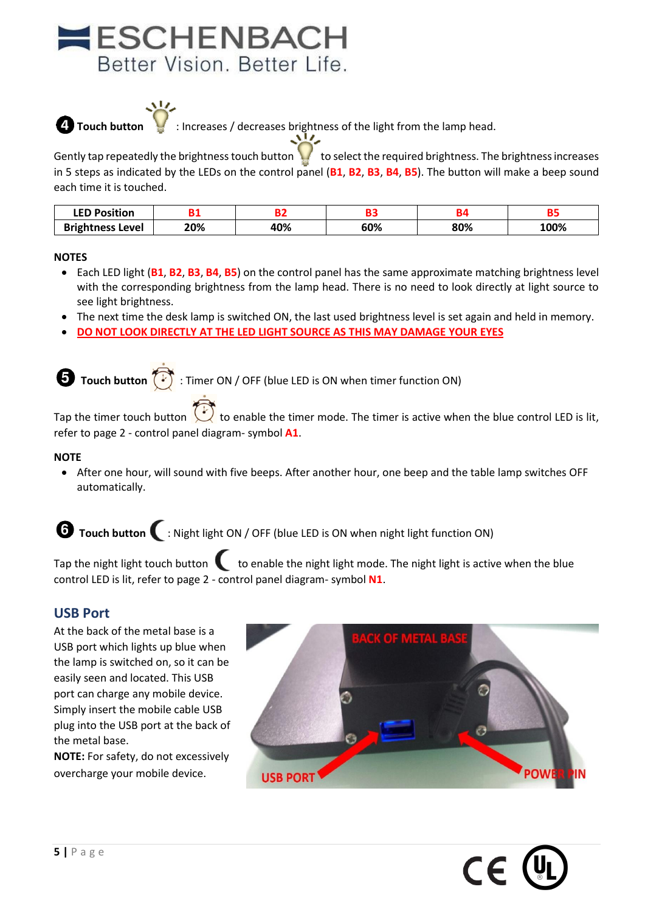**ESCHENBACH**
Better Vision. Better Life.

**❹ Touch button** : Increases / decreases brightness of the light from the lamp head.

Gently tap repeatedly the brightness touch button to select the required brightness. The brightness increases in 5 steps as indicated by the LEDs on the control panel (**B1**, **B2**, **B3**, **B4**, **B5**). The button will make a beep sound each time it is touched.

| LED Position | B1 | B2 | B3 | B4 | B5 |
|---|---|---|---|---|---|
| **Brightness Level** | **20%** | **40%** | **60%** | **80%** | **100%** |

**NOTES**

- Each LED light (**B1**, **B2**, **B3**, **B4**, **B5**) on the control panel has the same approximate matching brightness level with the corresponding brightness from the lamp head. There is no need to look directly at light source to see light brightness.
- The next time the desk lamp is switched ON, the last used brightness level is set again and held in memory.
- **DO NOT LOOK DIRECTLY AT THE LED LIGHT SOURCE AS THIS MAY DAMAGE YOUR EYES**

**❺ Touch button** : Timer ON / OFF (blue LED is ON when timer function ON)

Tap the timer touch button to enable the timer mode. The timer is active when the blue control LED is lit, refer to page 2 - control panel diagram- symbol **A1**.

**NOTE**

- After one hour, will sound with five beeps. After another hour, one beep and the table lamp switches OFF automatically.

**❻ Touch button** : Night light ON / OFF (blue LED is ON when night light function ON)

Tap the night light touch button to enable the night light mode. The night light is active when the blue control LED is lit, refer to page 2 - control panel diagram- symbol **N1**.

## USB Port

At the back of the metal base is a USB port which lights up blue when the lamp is switched on, so it can be easily seen and located. This USB port can charge any mobile device. Simply insert the mobile cable USB plug into the USB port at the back of the metal base.

**NOTE:** For safety, do not excessively overcharge your mobile device.

BACK OF METAL BASE

USB PORT

POWER PIN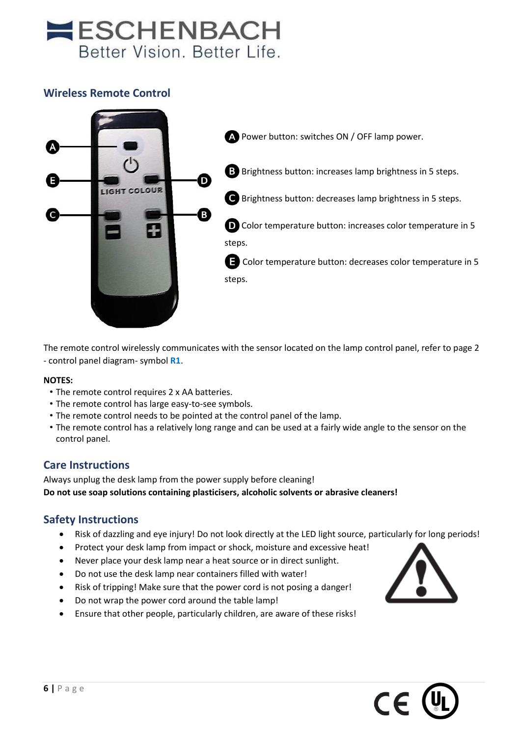## Wireless Remote Control

**A** Power button: switches ON / OFF lamp power.

**B** Brightness button: increases lamp brightness in 5 steps.

**C** Brightness button: decreases lamp brightness in 5 steps.

**D** Color temperature button: increases color temperature in 5 steps.

**E** Color temperature button: decreases color temperature in 5 steps.

The remote control wirelessly communicates with the sensor located on the lamp control panel, refer to page 2 - control panel diagram- symbol **R1**.

**NOTES:**

- The remote control requires 2 x AA batteries.
- The remote control has large easy-to-see symbols.
- The remote control needs to be pointed at the control panel of the lamp.
- The remote control has a relatively long range and can be used at a fairly wide angle to the sensor on the control panel.

## Care Instructions

Always unplug the desk lamp from the power supply before cleaning!

**Do not use soap solutions containing plasticisers, alcoholic solvents or abrasive cleaners!**

## Safety Instructions

- Risk of dazzling and eye injury! Do not look directly at the LED light source, particularly for long periods!
- Protect your desk lamp from impact or shock, moisture and excessive heat!
- Never place your desk lamp near a heat source or in direct sunlight.
- Do not use the desk lamp near containers filled with water!
- Risk of tripping! Make sure that the power cord is not posing a danger!
- Do not wrap the power cord around the table lamp!
- Ensure that other people, particularly children, are aware of these risks!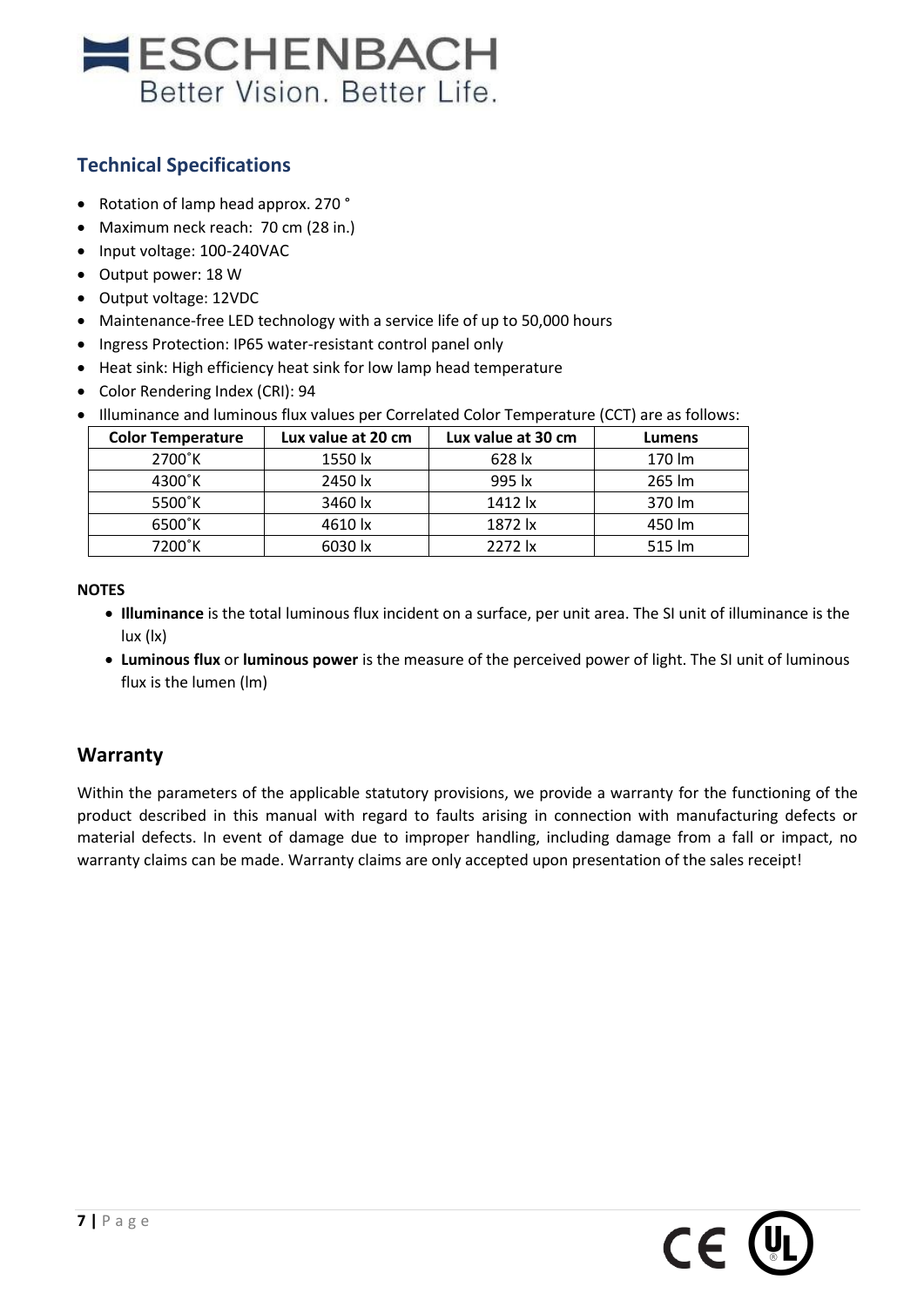ESCHENBACH
Better Vision. Better Life.

## Technical Specifications

- Rotation of lamp head approx. 270 °
- Maximum neck reach:  70 cm (28 in.)
- Input voltage: 100-240VAC
- Output power: 18 W
- Output voltage: 12VDC
- Maintenance-free LED technology with a service life of up to 50,000 hours
- Ingress Protection: IP65 water-resistant control panel only
- Heat sink: High efficiency heat sink for low lamp head temperature
- Color Rendering Index (CRI): 94
- Illuminance and luminous flux values per Correlated Color Temperature (CCT) are as follows:

| Color Temperature | Lux value at 20 cm | Lux value at 30 cm | Lumens |
|---|---|---|---|
| 2700˚K | 1550 lx | 628 lx | 170 lm |
| 4300˚K | 2450 lx | 995 lx | 265 lm |
| 5500˚K | 3460 lx | 1412 lx | 370 lm |
| 6500˚K | 4610 lx | 1872 lx | 450 lm |
| 7200˚K | 6030 lx | 2272 lx | 515 lm |

**NOTES**

- **Illuminance** is the total luminous flux incident on a surface, per unit area. The SI unit of illuminance is the lux (lx)
- **Luminous flux** or **luminous power** is the measure of the perceived power of light. The SI unit of luminous flux is the lumen (lm)

## Warranty

Within the parameters of the applicable statutory provisions, we provide a warranty for the functioning of the product described in this manual with regard to faults arising in connection with manufacturing defects or material defects. In event of damage due to improper handling, including damage from a fall or impact, no warranty claims can be made. Warranty claims are only accepted upon presentation of the sales receipt!